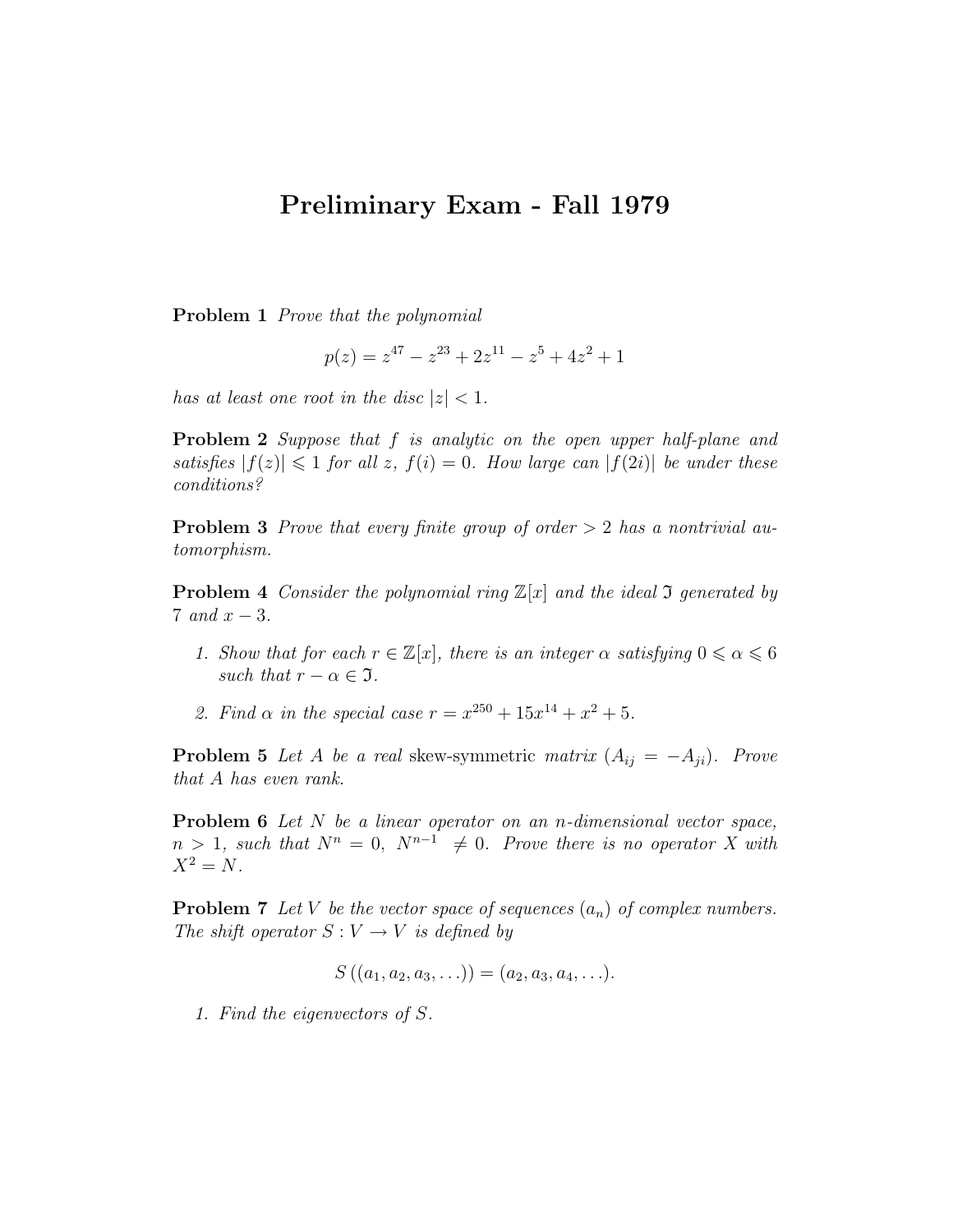# Preliminary Exam - Fall 1979

**Problem 1** *Prove that the polynomial*

$$p(z) = z^{47} - z^{23} + 2z^{11} - z^5 + 4z^2 + 1$$

*has at least one root in the disc* $|z| < 1$.

**Problem 2** *Suppose that* $f$ *is analytic on the open upper half-plane and satisfies* $|f(z)| \leqslant 1$ *for all* $z$, $f(i) = 0$. *How large can* $|f(2i)|$ *be under these conditions?*

**Problem 3** *Prove that every finite group of order* $> 2$ *has a nontrivial automorphism.*

**Problem 4** *Consider the polynomial ring* $\mathbb{Z}[x]$ *and the ideal* $\mathfrak{I}$ *generated by* $7$ *and* $x - 3$.

1. *Show that for each* $r \in \mathbb{Z}[x]$, *there is an integer* $\alpha$ *satisfying* $0 \leqslant \alpha \leqslant 6$ *such that* $r - \alpha \in \mathfrak{I}$.
2. *Find* $\alpha$ *in the special case* $r = x^{250} + 15x^{14} + x^2 + 5$.

**Problem 5** *Let* $A$ *be a real* skew-symmetric *matrix* ($A_{ij} = -A_{ji}$). *Prove that* $A$ *has even rank.*

**Problem 6** *Let* $N$ *be a linear operator on an* $n$*-dimensional vector space,* $n > 1$, *such that* $N^n = 0$, $N^{n-1} \neq 0$. *Prove there is no operator* $X$ *with* $X^2 = N$.

**Problem 7** *Let* $V$ *be the vector space of sequences* $(a_n)$ *of complex numbers. The shift operator* $S : V \to V$ *is defined by*

$$S\left((a_1, a_2, a_3, \ldots)\right) = (a_2, a_3, a_4, \ldots).$$

1. *Find the eigenvectors of* $S$.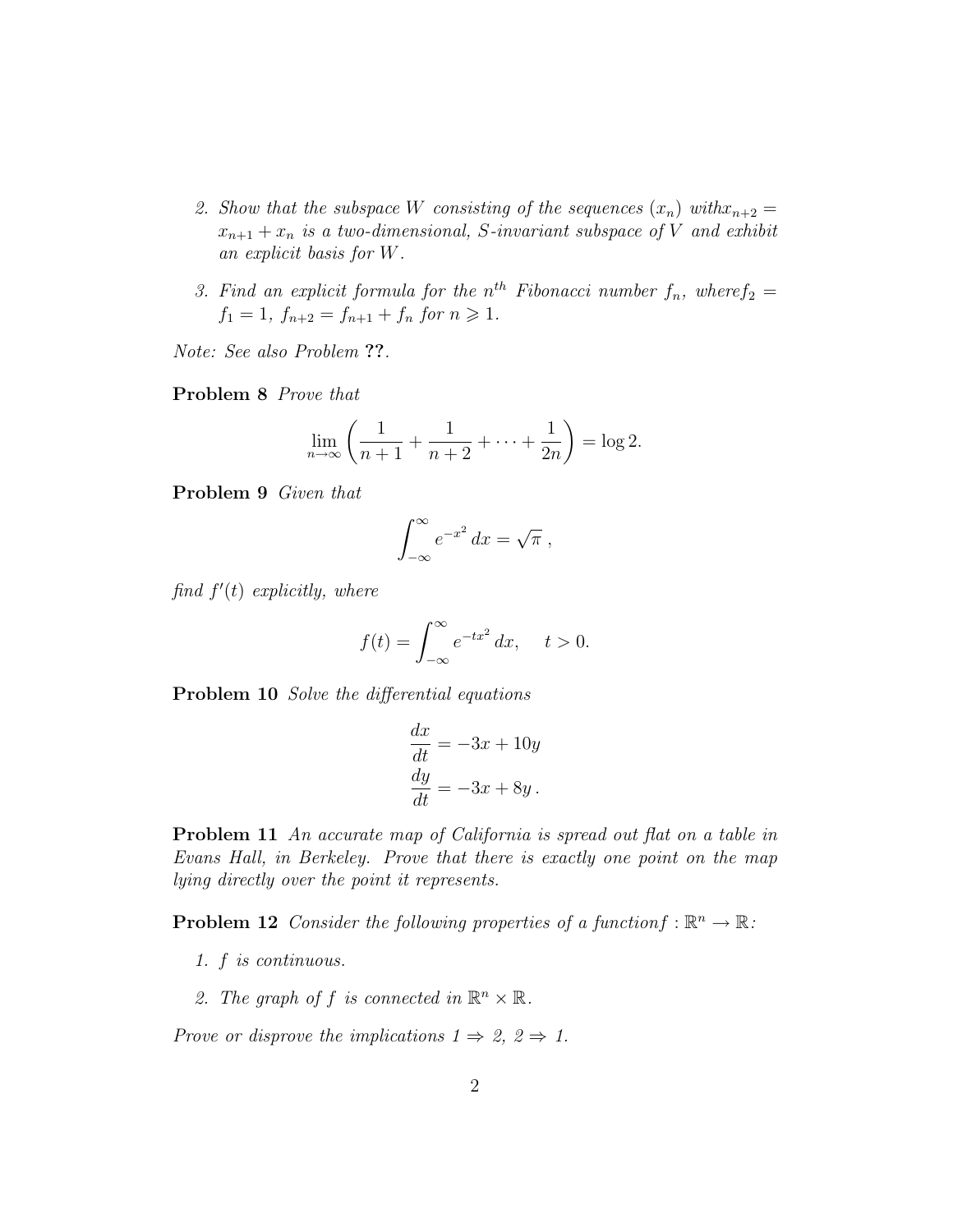2. *Show that the subspace $W$ consisting of the sequences $(x_n)$ with $x_{n+2} = x_{n+1} + x_n$ is a two-dimensional, $S$-invariant subspace of $V$ and exhibit an explicit basis for $W$.*

3. *Find an explicit formula for the $n^{th}$ Fibonacci number $f_n$, where $f_2 = f_1 = 1$, $f_{n+2} = f_{n+1} + f_n$ for $n \geqslant 1$.*

*Note: See also Problem* **??**.

**Problem 8** *Prove that*

$$\lim_{n\to\infty}\left(\frac{1}{n+1}+\frac{1}{n+2}+\cdots+\frac{1}{2n}\right)=\log 2.$$

**Problem 9** *Given that*

$$\int_{-\infty}^{\infty} e^{-x^2}\,dx = \sqrt{\pi}\ ,$$

*find $f'(t)$ explicitly, where*

$$f(t)=\int_{-\infty}^{\infty} e^{-tx^2}\,dx, \qquad t>0.$$

**Problem 10** *Solve the differential equations*

$$\begin{aligned}\frac{dx}{dt} &= -3x+10y\\ \frac{dy}{dt} &= -3x+8y\,.\end{aligned}$$

**Problem 11** *An accurate map of California is spread out flat on a table in Evans Hall, in Berkeley. Prove that there is exactly one point on the map lying directly over the point it represents.*

**Problem 12** *Consider the following properties of a function $f:\mathbb{R}^n\to\mathbb{R}$:*

1. *$f$ is continuous.*

2. *The graph of $f$ is connected in $\mathbb{R}^n\times\mathbb{R}$.*

*Prove or disprove the implications $1 \Rightarrow 2$, $2 \Rightarrow 1$.*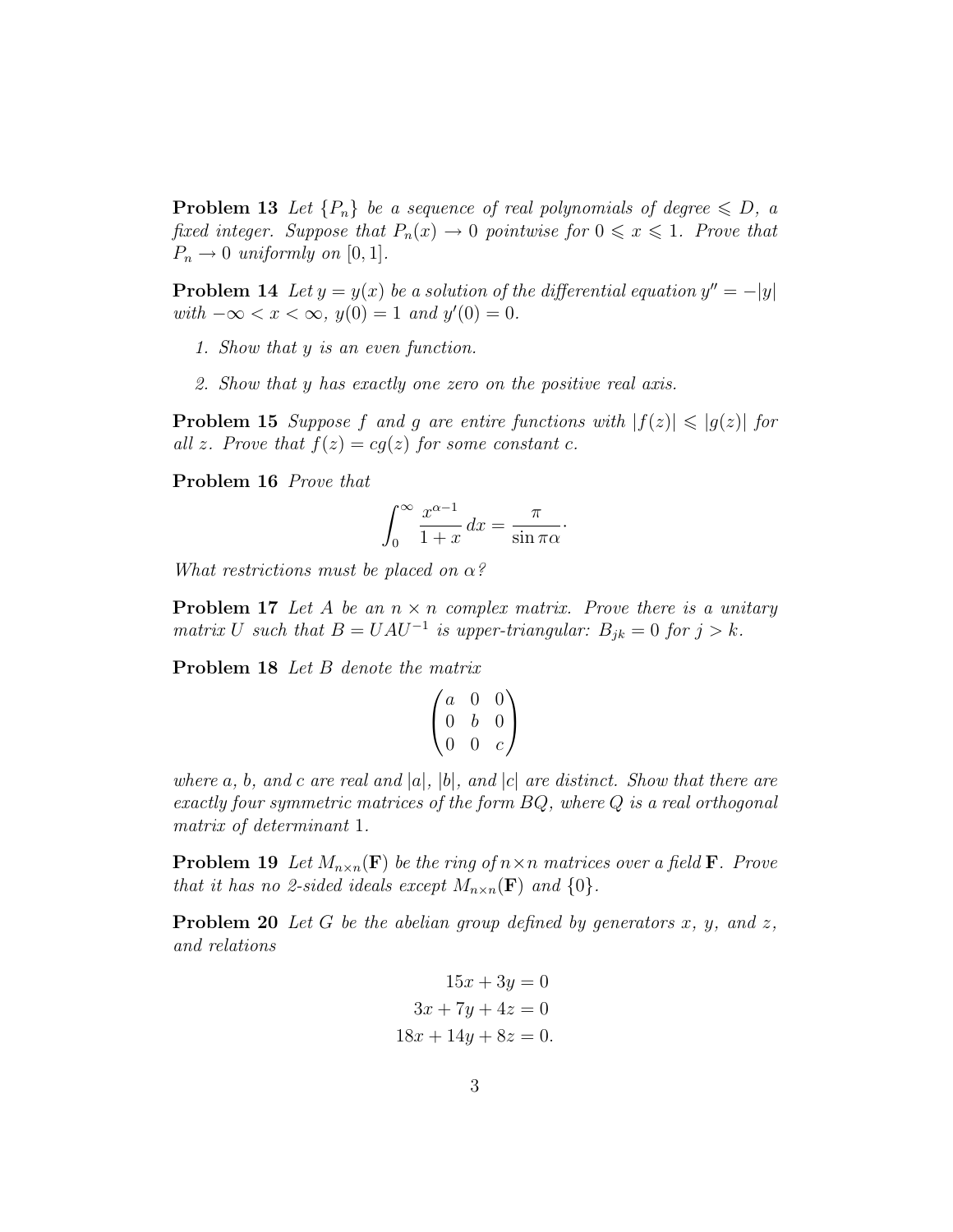**Problem 13** *Let $\{P_n\}$ be a sequence of real polynomials of degree $\leqslant D$, a fixed integer. Suppose that $P_n(x) \to 0$ pointwise for $0 \leqslant x \leqslant 1$. Prove that $P_n \to 0$ uniformly on $[0, 1]$.*

**Problem 14** *Let $y = y(x)$ be a solution of the differential equation $y'' = -|y|$ with $-\infty < x < \infty$, $y(0) = 1$ and $y'(0) = 0$.*

1. *Show that $y$ is an even function.*
2. *Show that $y$ has exactly one zero on the positive real axis.*

**Problem 15** *Suppose $f$ and $g$ are entire functions with $|f(z)| \leqslant |g(z)|$ for all $z$. Prove that $f(z) = cg(z)$ for some constant $c$.*

**Problem 16** *Prove that*

$$\int_0^\infty \frac{x^{\alpha-1}}{1+x}\, dx = \frac{\pi}{\sin \pi\alpha}.$$

*What restrictions must be placed on $\alpha$?*

**Problem 17** *Let $A$ be an $n \times n$ complex matrix. Prove there is a unitary matrix $U$ such that $B = UAU^{-1}$ is upper-triangular: $B_{jk} = 0$ for $j > k$.*

**Problem 18** *Let $B$ denote the matrix*

$$\begin{pmatrix} a & 0 & 0 \\ 0 & b & 0 \\ 0 & 0 & c \end{pmatrix}$$

*where $a$, $b$, and $c$ are real and $|a|$, $|b|$, and $|c|$ are distinct. Show that there are exactly four symmetric matrices of the form $BQ$, where $Q$ is a real orthogonal matrix of determinant 1.*

**Problem 19** *Let $M_{n\times n}(\mathbf{F})$ be the ring of $n \times n$ matrices over a field $\mathbf{F}$. Prove that it has no 2-sided ideals except $M_{n\times n}(\mathbf{F})$ and $\{0\}$.*

**Problem 20** *Let $G$ be the abelian group defined by generators $x$, $y$, and $z$, and relations*

$$\begin{aligned} 15x + 3y &= 0 \\ 3x + 7y + 4z &= 0 \\ 18x + 14y + 8z &= 0. \end{aligned}$$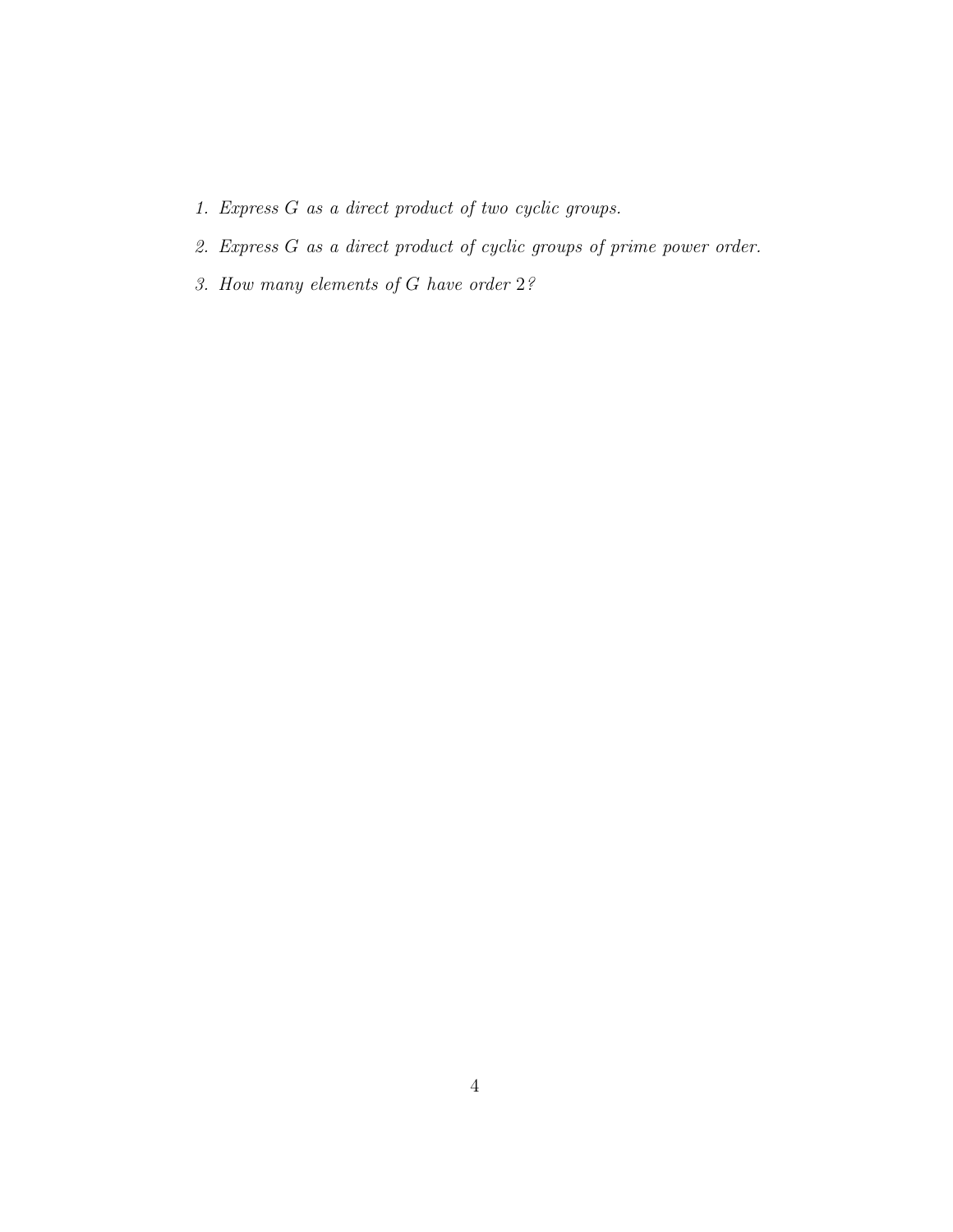1. *Express $G$ as a direct product of two cyclic groups.*
2. *Express $G$ as a direct product of cyclic groups of prime power order.*
3. *How many elements of $G$ have order $2$?*